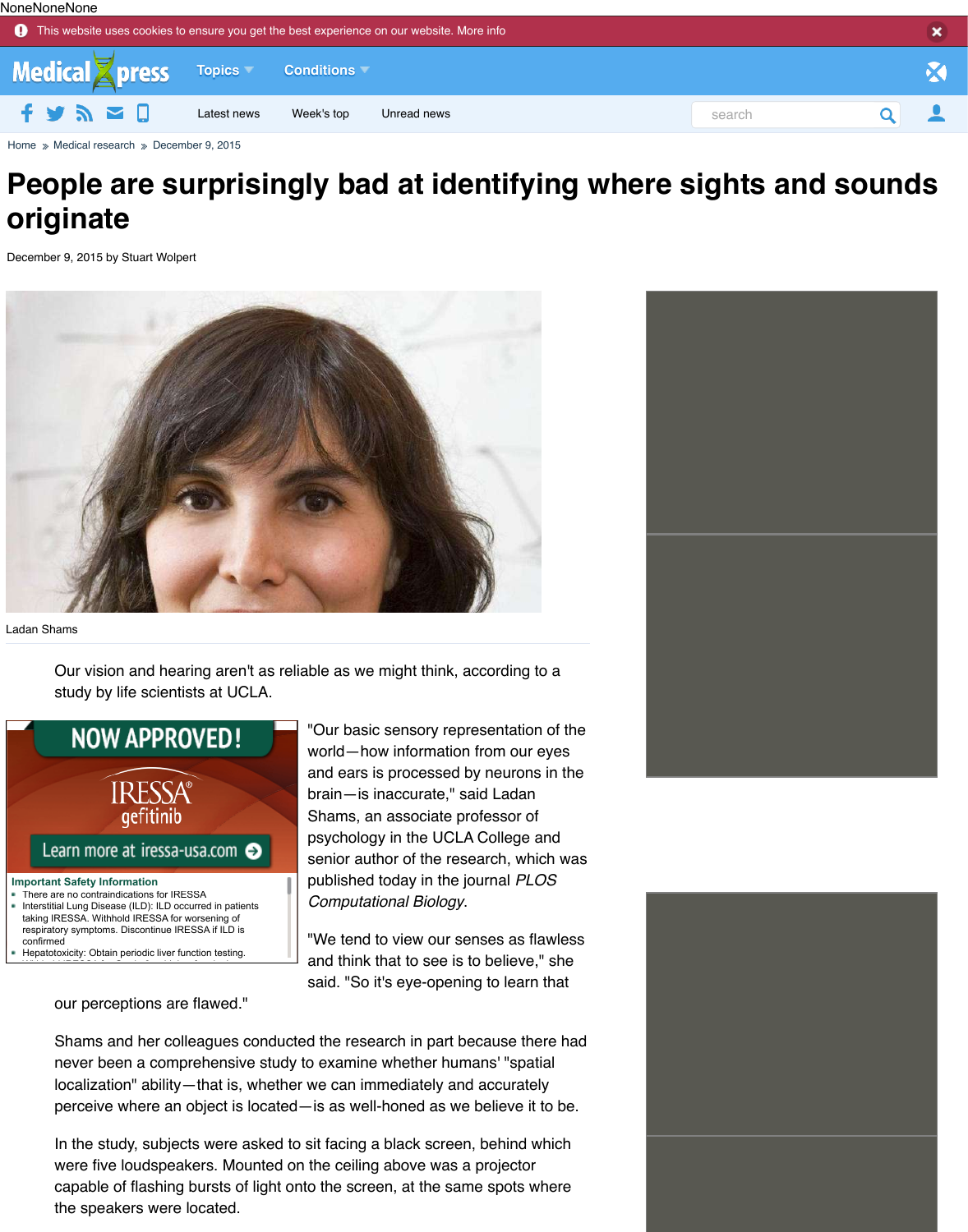# People are surprisingly bad at identifying where sights and sounds originate

December 9, 2015 by Stuart Wolpert

Ladan Shams

Our vision and hearing aren't as reliable as we might think, according to a study by life scientists at UCLA.

"Our basic sensory representation of the world—how information from our eyes and ears is processed by neurons in the brain—is inaccurate," said Ladan Shams, an associate professor of psychology in the UCLA College and senior author of the research, which was published today in the journal *PLOS Computational Biology*.

"We tend to view our senses as flawless and think that to see is to believe," she said. "So it's eye-opening to learn that our perceptions are flawed."

Shams and her colleagues conducted the research in part because there had never been a comprehensive study to examine whether humans' "spatial localization" ability—that is, whether we can immediately and accurately perceive where an object is located—is as well-honed as we believe it to be.

In the study, subjects were asked to sit facing a black screen, behind which were five loudspeakers. Mounted on the ceiling above was a projector capable of flashing bursts of light onto the screen, at the same spots where the speakers were located.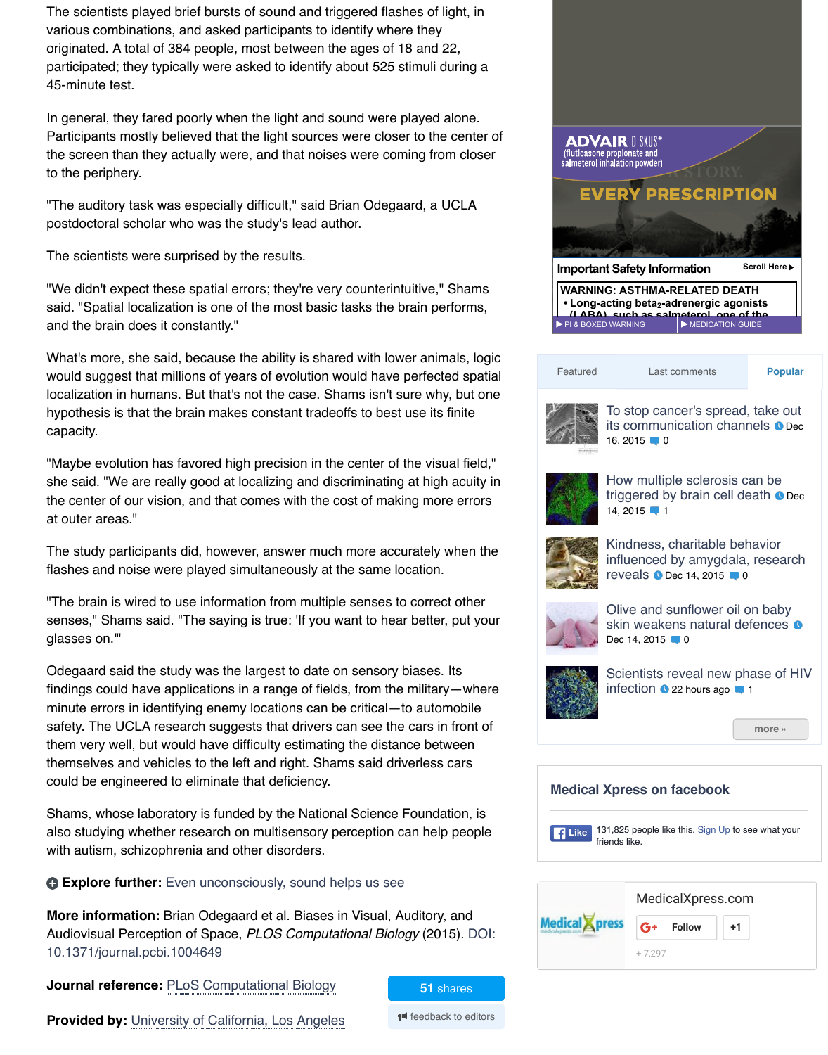The scientists played brief bursts of sound and triggered flashes of light, in various combinations, and asked participants to identify where they originated. A total of 384 people, most between the ages of 18 and 22, participated; they typically were asked to identify about 525 stimuli during a 45-minute test.

In general, they fared poorly when the light and sound were played alone. Participants mostly believed that the light sources were closer to the center of the screen than they actually were, and that noises were coming from closer to the periphery.

"The auditory task was especially difficult," said Brian Odegaard, a UCLA postdoctoral scholar who was the study's lead author.

The scientists were surprised by the results.

"We didn't expect these spatial errors; they're very counterintuitive," Shams said. "Spatial localization is one of the most basic tasks the brain performs, and the brain does it constantly."

What's more, she said, because the ability is shared with lower animals, logic would suggest that millions of years of evolution would have perfected spatial localization in humans. But that's not the case. Shams isn't sure why, but one hypothesis is that the brain makes constant tradeoffs to best use its finite capacity.

"Maybe evolution has favored high precision in the center of the visual field," she said. "We are really good at localizing and discriminating at high acuity in the center of our vision, and that comes with the cost of making more errors at outer areas."

The study participants did, however, answer much more accurately when the flashes and noise were played simultaneously at the same location.

"The brain is wired to use information from multiple senses to correct other senses," Shams said. "The saying is true: 'If you want to hear better, put your glasses on.'"

Odegaard said the study was the largest to date on sensory biases. Its findings could have applications in a range of fields, from the military—where minute errors in identifying enemy locations can be critical—to automobile safety. The UCLA research suggests that drivers can see the cars in front of them very well, but would have difficulty estimating the distance between themselves and vehicles to the left and right. Shams said driverless cars could be engineered to eliminate that deficiency.

Shams, whose laboratory is funded by the National Science Foundation, is also studying whether research on multisensory perception can help people with autism, schizophrenia and other disorders.

**Explore further:** Even unconsciously, sound helps us see

**More information:** Brian Odegaard et al. Biases in Visual, Auditory, and Audiovisual Perception of Space, *PLOS Computational Biology* (2015). DOI: 10.1371/journal.pcbi.1004649

**Journal reference:** PLoS Computational Biology

**Provided by:** University of California, Los Angeles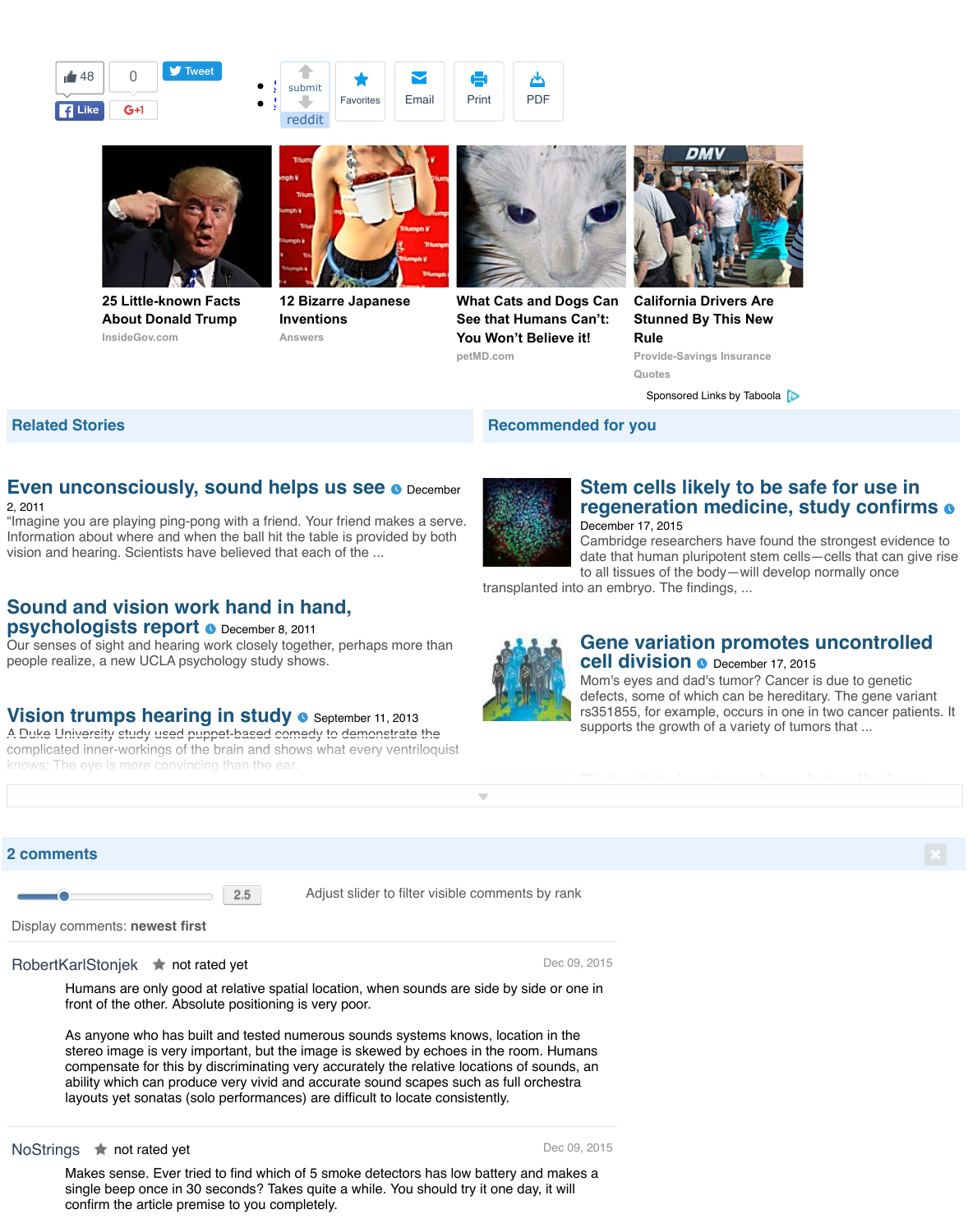48 Like 0 G+1 Tweet

submit reddit Favorites Email Print PDF

25 Little-known Facts About Donald Trump
InsideGov.com

12 Bizarre Japanese Inventions
Answers

What Cats and Dogs Can See that Humans Can't: You Won't Believe it!
petMD.com

California Drivers Are Stunned By This New Rule
Provide-Savings Insurance Quotes

Sponsored Links by Taboola

## Related Stories

### Even unconsciously, sound helps us see

December 2, 2011

"Imagine you are playing ping-pong with a friend. Your friend makes a serve. Information about where and when the ball hit the table is provided by both vision and hearing. Scientists have believed that each of the ...

### Sound and vision work hand in hand, psychologists report

December 8, 2011

Our senses of sight and hearing work closely together, perhaps more than people realize, a new UCLA psychology study shows.

### Vision trumps hearing in study

September 11, 2013

A Duke University study used puppet-based comedy to demonstrate the complicated inner-workings of the brain and shows what every ventriloquist knows: The eye is more convincing than the ear.

## Recommended for you

### Stem cells likely to be safe for use in regeneration medicine, study confirms

December 17, 2015

Cambridge researchers have found the strongest evidence to date that human pluripotent stem cells—cells that can give rise to all tissues of the body—will develop normally once transplanted into an embryo. The findings, ...

### Gene variation promotes uncontrolled cell division

December 17, 2015

Mom's eyes and dad's tumor? Cancer is due to genetic defects, some of which can be hereditary. The gene variant rs351855, for example, occurs in one in two cancer patients. It supports the growth of a variety of tumors that ...

## 2 comments

2.5 Adjust slider to filter visible comments by rank

Display comments: **newest first**

**RobertKarlStonjek** not rated yet — Dec 09, 2015

Humans are only good at relative spatial location, when sounds are side by side or one in front of the other. Absolute positioning is very poor.

As anyone who has built and tested numerous sounds systems knows, location in the stereo image is very important, but the image is skewed by echoes in the room. Humans compensate for this by discriminating very accurately the relative locations of sounds, an ability which can produce very vivid and accurate sound scapes such as full orchestra layouts yet sonatas (solo performances) are difficult to locate consistently.

**NoStrings** not rated yet — Dec 09, 2015

Makes sense. Ever tried to find which of 5 smoke detectors has low battery and makes a single beep once in 30 seconds? Takes quite a while. You should try it one day, it will confirm the article premise to you completely.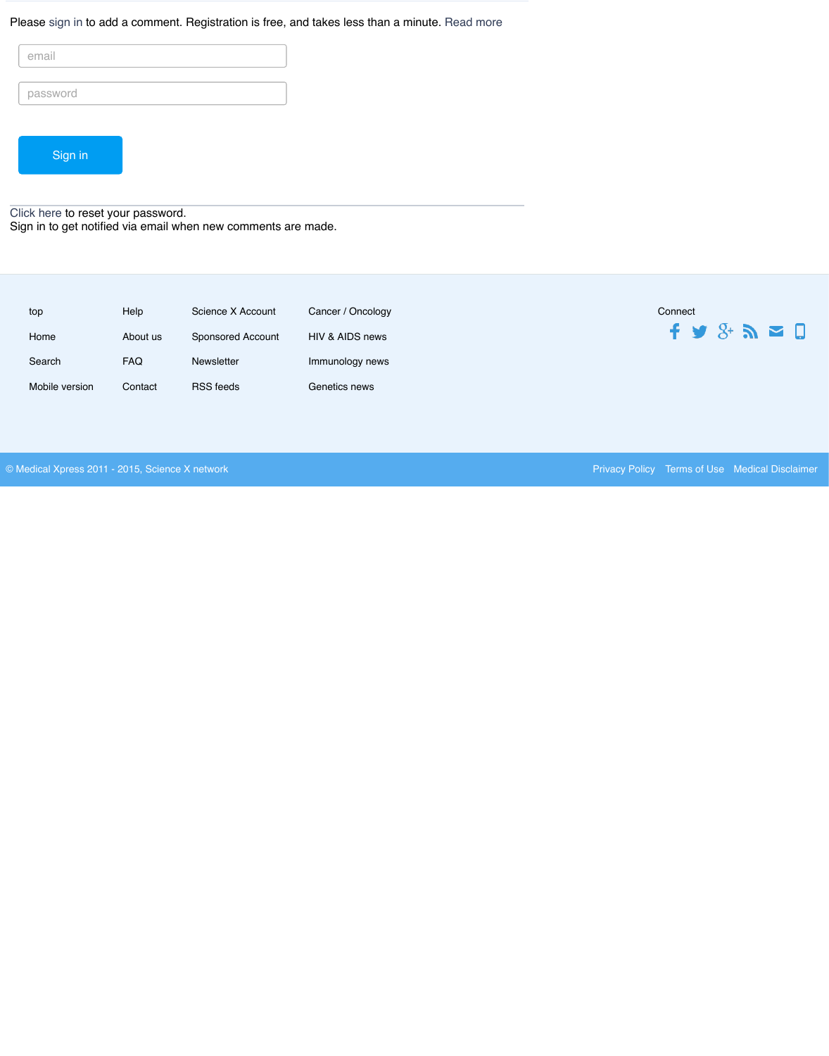Please sign in to add a comment. Registration is free, and takes less than a minute. Read more

email

password

Sign in

Click here to reset your password.
Sign in to get notified via email when new comments are made.

top
Home
Search
Mobile version

Help
About us
FAQ
Contact

Science X Account
Sponsored Account
Newsletter
RSS feeds

Cancer / Oncology
HIV & AIDS news
Immunology news
Genetics news

Connect

© Medical Xpress 2011 - 2015, Science X network

Privacy Policy Terms of Use Medical Disclaimer